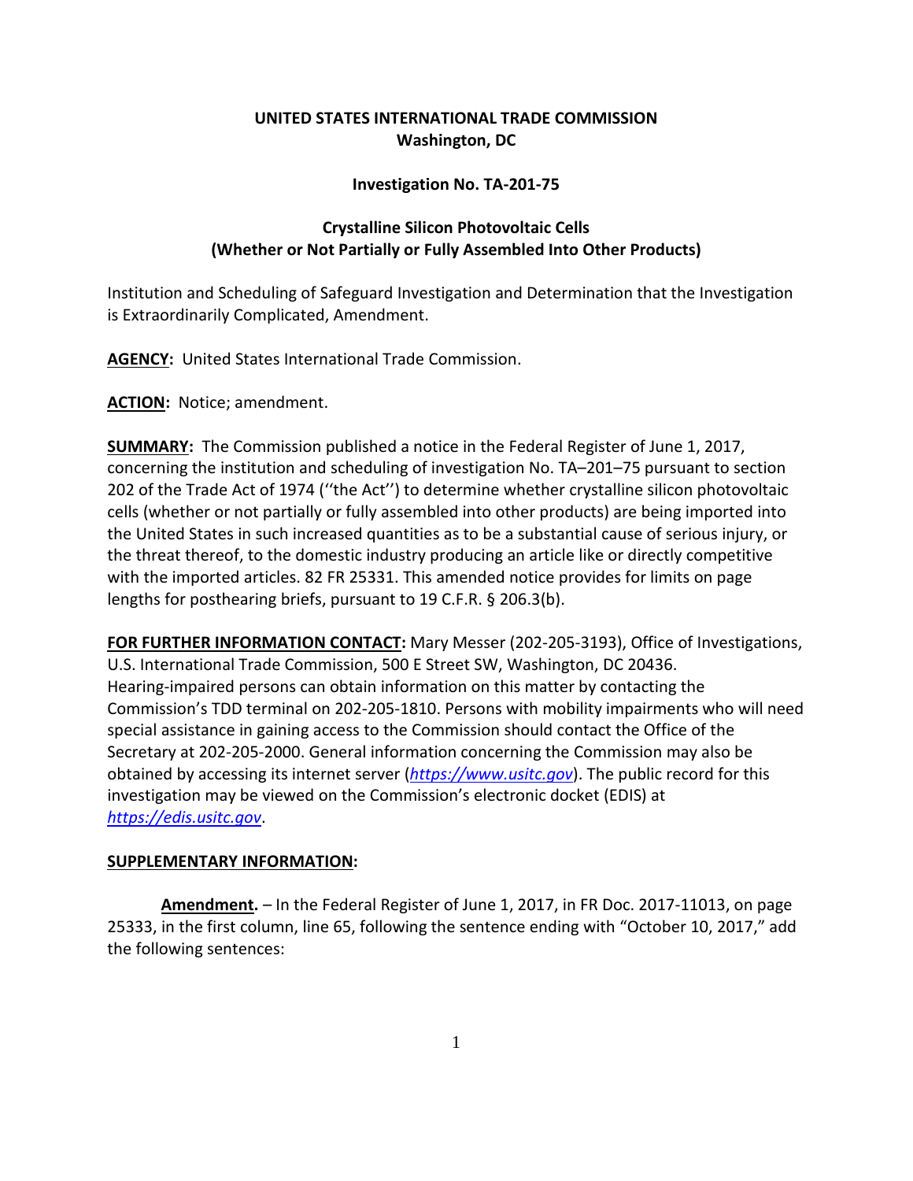**UNITED STATES INTERNATIONAL TRADE COMMISSION**
**Washington, DC**

**Investigation No. TA-201-75**

**Crystalline Silicon Photovoltaic Cells**
**(Whether or Not Partially or Fully Assembled Into Other Products)**

Institution and Scheduling of Safeguard Investigation and Determination that the Investigation is Extraordinarily Complicated, Amendment.

**AGENCY:** United States International Trade Commission.

**ACTION:** Notice; amendment.

**SUMMARY:** The Commission published a notice in the Federal Register of June 1, 2017, concerning the institution and scheduling of investigation No. TA–201–75 pursuant to section 202 of the Trade Act of 1974 (''the Act'') to determine whether crystalline silicon photovoltaic cells (whether or not partially or fully assembled into other products) are being imported into the United States in such increased quantities as to be a substantial cause of serious injury, or the threat thereof, to the domestic industry producing an article like or directly competitive with the imported articles. 82 FR 25331. This amended notice provides for limits on page lengths for posthearing briefs, pursuant to 19 C.F.R. § 206.3(b).

**FOR FURTHER INFORMATION CONTACT:** Mary Messer (202-205-3193), Office of Investigations, U.S. International Trade Commission, 500 E Street SW, Washington, DC 20436. Hearing-impaired persons can obtain information on this matter by contacting the Commission's TDD terminal on 202-205-1810. Persons with mobility impairments who will need special assistance in gaining access to the Commission should contact the Office of the Secretary at 202-205-2000. General information concerning the Commission may also be obtained by accessing its internet server (*https://www.usitc.gov*). The public record for this investigation may be viewed on the Commission's electronic docket (EDIS) at *https://edis.usitc.gov*.

**SUPPLEMENTARY INFORMATION:**

**Amendment.** – In the Federal Register of June 1, 2017, in FR Doc. 2017-11013, on page 25333, in the first column, line 65, following the sentence ending with "October 10, 2017," add the following sentences: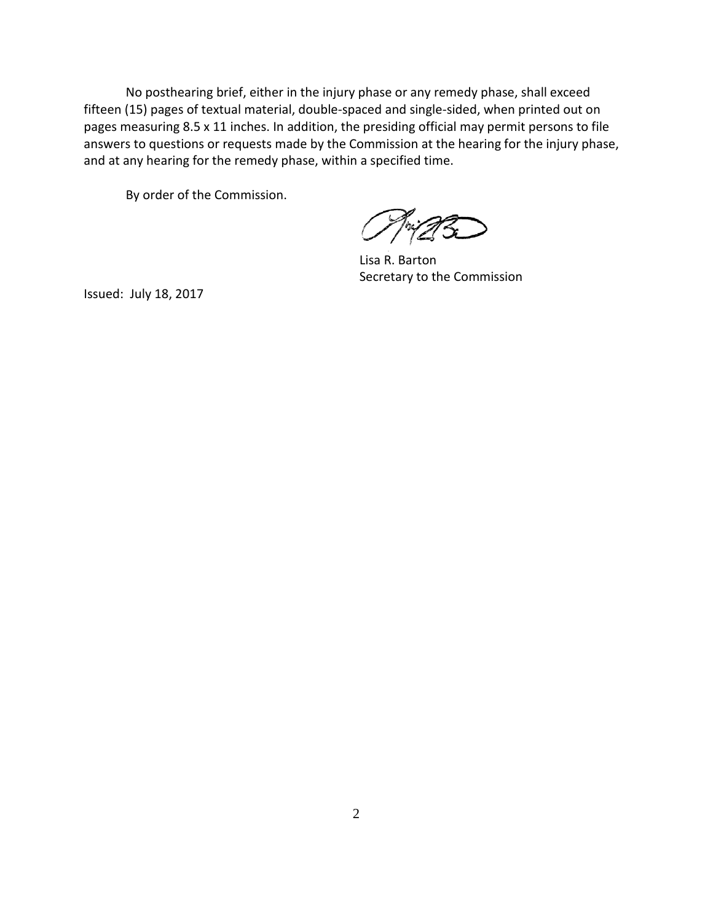No posthearing brief, either in the injury phase or any remedy phase, shall exceed fifteen (15) pages of textual material, double-spaced and single-sided, when printed out on pages measuring 8.5 x 11 inches. In addition, the presiding official may permit persons to file answers to questions or requests made by the Commission at the hearing for the injury phase, and at any hearing for the remedy phase, within a specified time.

By order of the Commission.

Lisa R. Barton
Secretary to the Commission

Issued: July 18, 2017